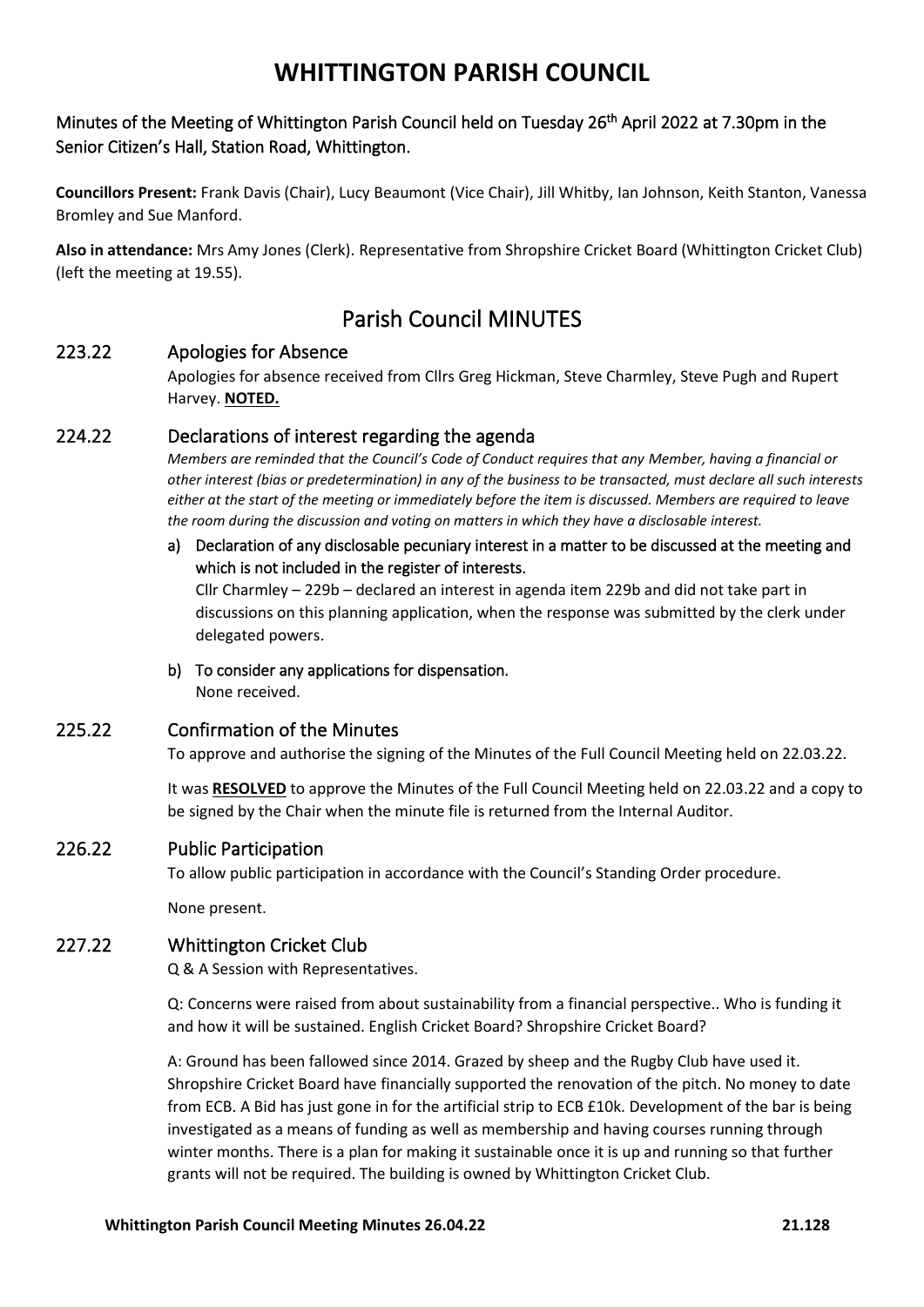# WHITTINGTON PARISH COUNCIL

Minutes of the Meeting of Whittington Parish Council held on Tuesday 26th April 2022 at 7.30pm in the Senior Citizen's Hall, Station Road, Whittington.

**Councillors Present:** Frank Davis (Chair), Lucy Beaumont (Vice Chair), Jill Whitby, Ian Johnson, Keith Stanton, Vanessa Bromley and Sue Manford.

**Also in attendance:** Mrs Amy Jones (Clerk). Representative from Shropshire Cricket Board (Whittington Cricket Club) (left the meeting at 19.55).

## Parish Council MINUTES

### 223.22 Apologies for Absence

Apologies for absence received from Cllrs Greg Hickman, Steve Charmley, Steve Pugh and Rupert Harvey. **NOTED.**

### 224.22 Declarations of interest regarding the agenda

*Members are reminded that the Council's Code of Conduct requires that any Member, having a financial or other interest (bias or predetermination) in any of the business to be transacted, must declare all such interests either at the start of the meeting or immediately before the item is discussed. Members are required to leave the room during the discussion and voting on matters in which they have a disclosable interest.*

a) Declaration of any disclosable pecuniary interest in a matter to be discussed at the meeting and which is not included in the register of interests.

Cllr Charmley – 229b – declared an interest in agenda item 229b and did not take part in discussions on this planning application, when the response was submitted by the clerk under delegated powers.

b) To consider any applications for dispensation.

None received.

### 225.22 Confirmation of the Minutes

To approve and authorise the signing of the Minutes of the Full Council Meeting held on 22.03.22.

It was **RESOLVED** to approve the Minutes of the Full Council Meeting held on 22.03.22 and a copy to be signed by the Chair when the minute file is returned from the Internal Auditor.

### 226.22 Public Participation

To allow public participation in accordance with the Council's Standing Order procedure.

None present.

### 227.22 Whittington Cricket Club

Q & A Session with Representatives.

Q: Concerns were raised from about sustainability from a financial perspective.. Who is funding it and how it will be sustained. English Cricket Board? Shropshire Cricket Board?

A: Ground has been fallowed since 2014. Grazed by sheep and the Rugby Club have used it. Shropshire Cricket Board have financially supported the renovation of the pitch. No money to date from ECB. A Bid has just gone in for the artificial strip to ECB £10k. Development of the bar is being investigated as a means of funding as well as membership and having courses running through winter months. There is a plan for making it sustainable once it is up and running so that further grants will not be required. The building is owned by Whittington Cricket Club.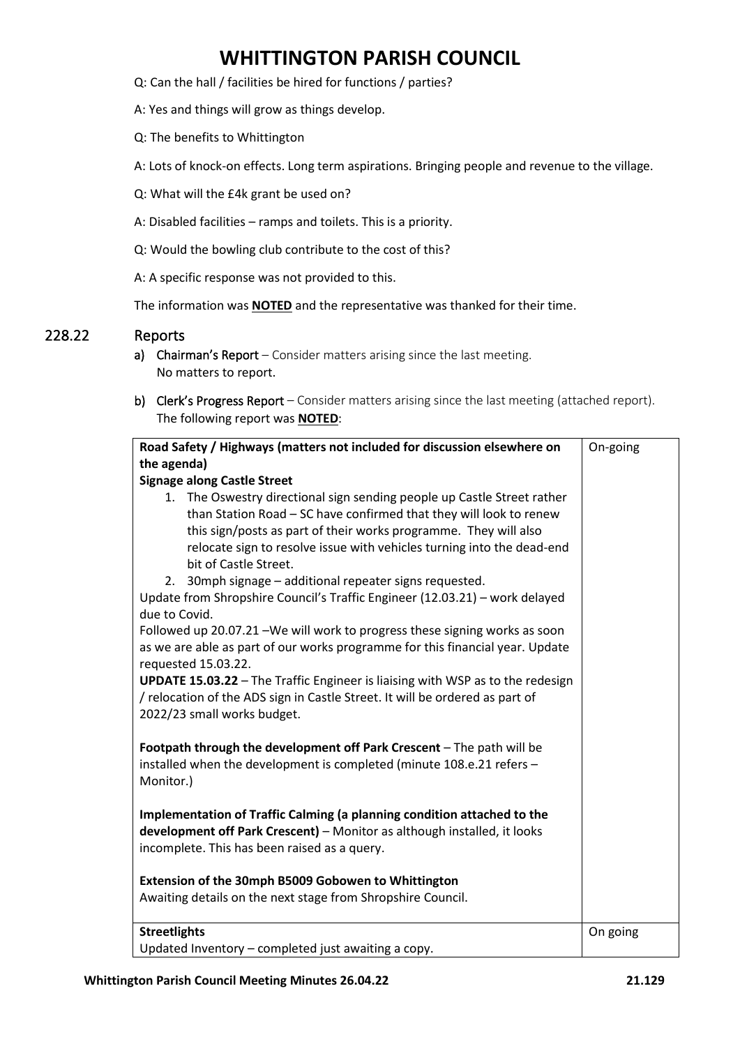# WHITTINGTON PARISH COUNCIL

Q: Can the hall / facilities be hired for functions / parties?

A: Yes and things will grow as things develop.

Q: The benefits to Whittington

A: Lots of knock-on effects. Long term aspirations. Bringing people and revenue to the village.

Q: What will the £4k grant be used on?

A: Disabled facilities – ramps and toilets. This is a priority.

Q: Would the bowling club contribute to the cost of this?

A: A specific response was not provided to this.

The information was **NOTED** and the representative was thanked for their time.

## 228.22 Reports

a) **Chairman's Report** – Consider matters arising since the last meeting.
No matters to report.

b) **Clerk's Progress Report** – Consider matters arising since the last meeting (attached report).
The following report was **NOTED**:

| | |
|---|---|
| **Road Safety / Highways (matters not included for discussion elsewhere on the agenda)**<br>**Signage along Castle Street**<br>1. The Oswestry directional sign sending people up Castle Street rather than Station Road – SC have confirmed that they will look to renew this sign/posts as part of their works programme. They will also relocate sign to resolve issue with vehicles turning into the dead-end bit of Castle Street.<br>2. 30mph signage – additional repeater signs requested.<br>Update from Shropshire Council's Traffic Engineer (12.03.21) – work delayed due to Covid.<br>Followed up 20.07.21 –We will work to progress these signing works as soon as we are able as part of our works programme for this financial year. Update requested 15.03.22.<br>**UPDATE 15.03.22** – The Traffic Engineer is liaising with WSP as to the redesign / relocation of the ADS sign in Castle Street. It will be ordered as part of 2022/23 small works budget.<br><br>**Footpath through the development off Park Crescent** – The path will be installed when the development is completed (minute 108.e.21 refers – Monitor.)<br><br>**Implementation of Traffic Calming (a planning condition attached to the development off Park Crescent)** – Monitor as although installed, it looks incomplete. This has been raised as a query.<br><br>**Extension of the 30mph B5009 Gobowen to Whittington**<br>Awaiting details on the next stage from Shropshire Council. | On-going |
| **Streetlights**<br>Updated Inventory – completed just awaiting a copy. | On going |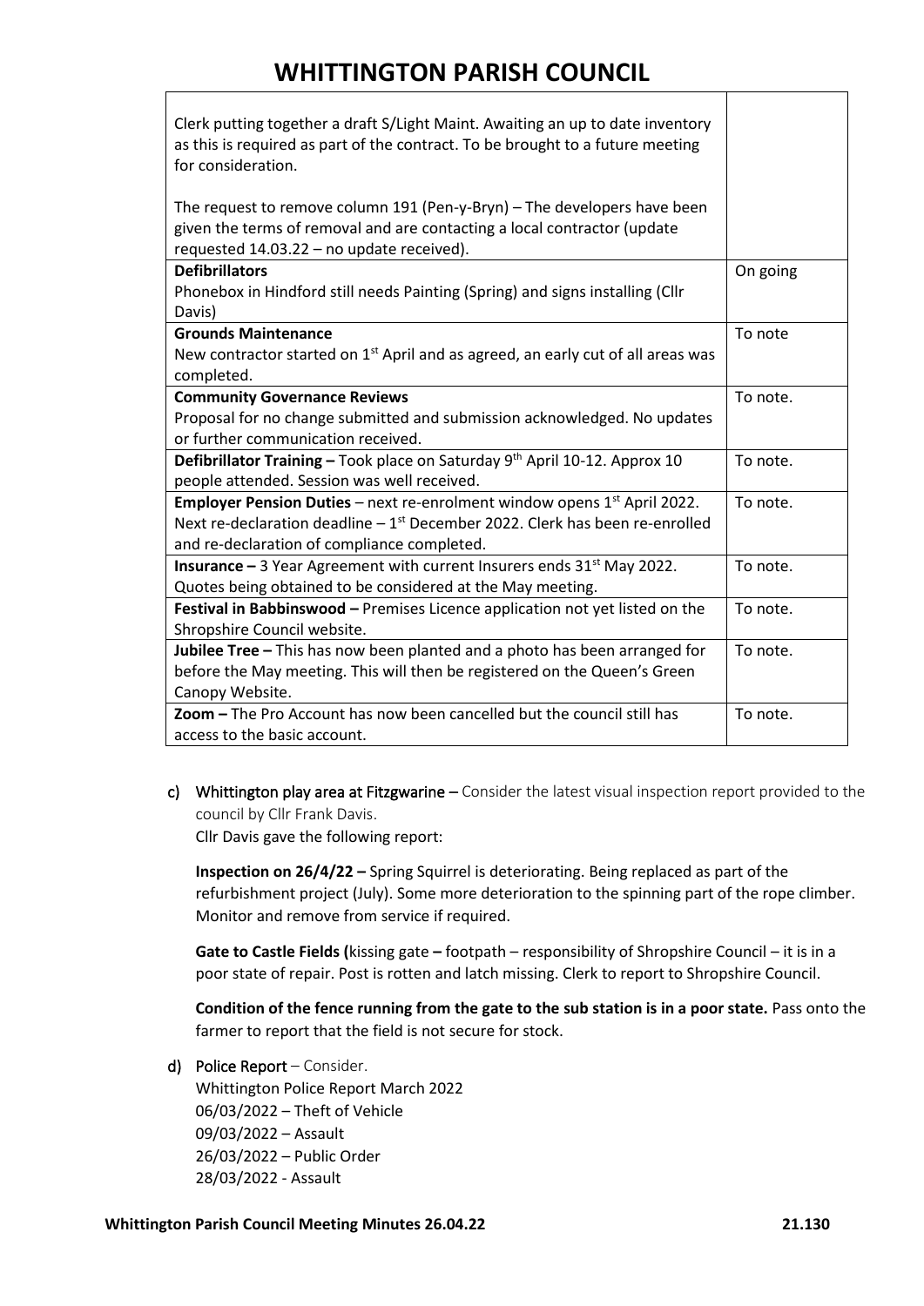| | |
|---|---|
| Clerk putting together a draft S/Light Maint. Awaiting an up to date inventory as this is required as part of the contract. To be brought to a future meeting for consideration.<br><br>The request to remove column 191 (Pen-y-Bryn) – The developers have been given the terms of removal and are contacting a local contractor (update requested 14.03.22 – no update received). | |
| **Defibrillators**<br>Phonebox in Hindford still needs Painting (Spring) and signs installing (Cllr Davis) | On going |
| **Grounds Maintenance**<br>New contractor started on 1st April and as agreed, an early cut of all areas was completed. | To note |
| **Community Governance Reviews**<br>Proposal for no change submitted and submission acknowledged. No updates or further communication received. | To note. |
| **Defibrillator Training –** Took place on Saturday 9th April 10-12. Approx 10 people attended. Session was well received. | To note. |
| **Employer Pension Duties** – next re-enrolment window opens 1st April 2022. Next re-declaration deadline – 1st December 2022. Clerk has been re-enrolled and re-declaration of compliance completed. | To note. |
| **Insurance –** 3 Year Agreement with current Insurers ends 31st May 2022. Quotes being obtained to be considered at the May meeting. | To note. |
| **Festival in Babbinswood –** Premises Licence application not yet listed on the Shropshire Council website. | To note. |
| **Jubilee Tree –** This has now been planted and a photo has been arranged for before the May meeting. This will then be registered on the Queen's Green Canopy Website. | To note. |
| **Zoom –** The Pro Account has now been cancelled but the council still has access to the basic account. | To note. |

c) **Whittington play area at Fitzgwarine** – Consider the latest visual inspection report provided to the council by Cllr Frank Davis.
Cllr Davis gave the following report:

**Inspection on 26/4/22 –** Spring Squirrel is deteriorating. Being replaced as part of the refurbishment project (July). Some more deterioration to the spinning part of the rope climber. Monitor and remove from service if required.

**Gate to Castle Fields (**kissing gate **–** footpath – responsibility of Shropshire Council – it is in a poor state of repair. Post is rotten and latch missing. Clerk to report to Shropshire Council.

**Condition of the fence running from the gate to the sub station is in a poor state.** Pass onto the farmer to report that the field is not secure for stock.

d) **Police Report** – Consider.
Whittington Police Report March 2022
06/03/2022 – Theft of Vehicle
09/03/2022 – Assault
26/03/2022 – Public Order
28/03/2022 - Assault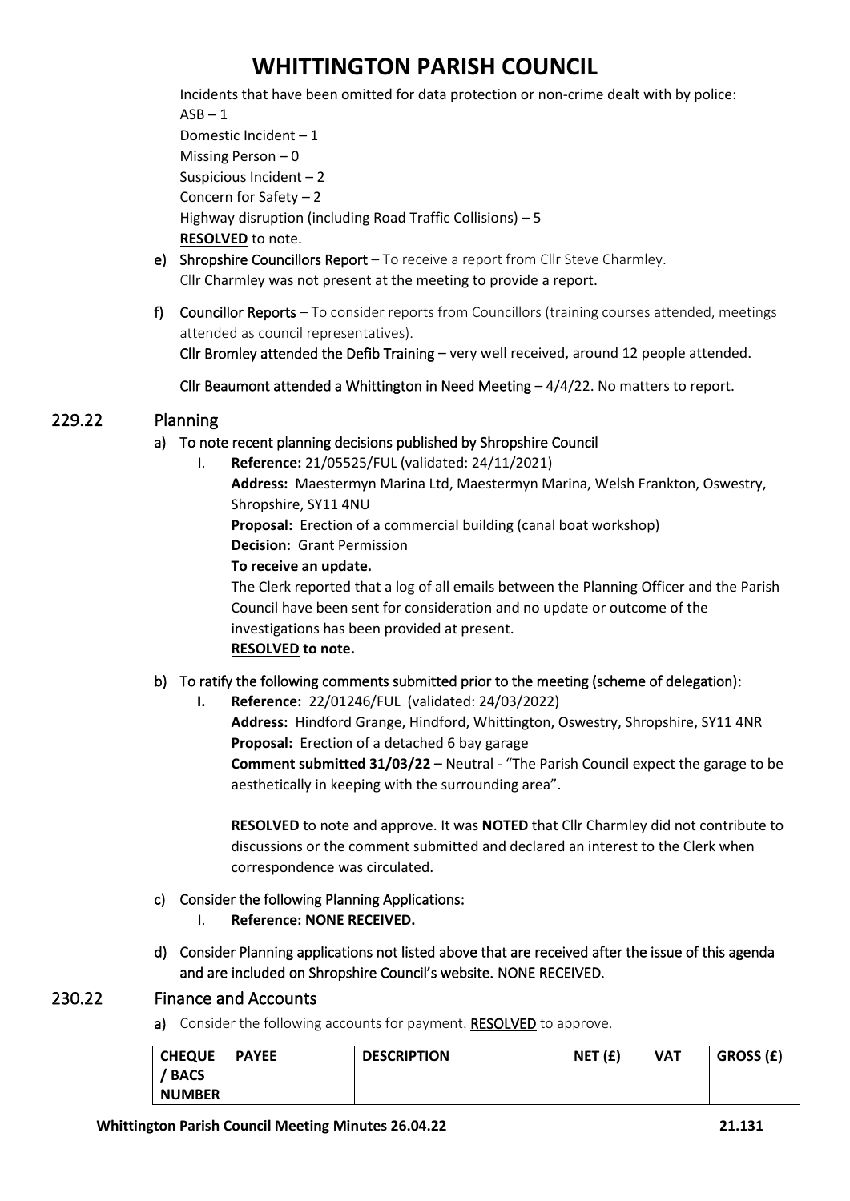Incidents that have been omitted for data protection or non-crime dealt with by police:
ASB – 1
Domestic Incident – 1
Missing Person – 0
Suspicious Incident – 2
Concern for Safety – 2
Highway disruption (including Road Traffic Collisions) – 5
**RESOLVED** to note.

e) Shropshire Councillors Report – To receive a report from Cllr Steve Charmley.
Cllr Charmley was not present at the meeting to provide a report.

f) Councillor Reports – To consider reports from Councillors (training courses attended, meetings attended as council representatives).
Cllr Bromley attended the Defib Training – very well received, around 12 people attended.

Cllr Beaumont attended a Whittington in Need Meeting – 4/4/22. No matters to report.

## 229.22 Planning

a) To note recent planning decisions published by Shropshire Council

I. **Reference:** 21/05525/FUL (validated: 24/11/2021)
**Address:** Maestermyn Marina Ltd, Maestermyn Marina, Welsh Frankton, Oswestry, Shropshire, SY11 4NU
**Proposal:** Erection of a commercial building (canal boat workshop)
**Decision:** Grant Permission
**To receive an update.**
The Clerk reported that a log of all emails between the Planning Officer and the Parish Council have been sent for consideration and no update or outcome of the investigations has been provided at present.
**RESOLVED to note.**

b) To ratify the following comments submitted prior to the meeting (scheme of delegation):

**I.** **Reference:** 22/01246/FUL (validated: 24/03/2022)
**Address:** Hindford Grange, Hindford, Whittington, Oswestry, Shropshire, SY11 4NR
**Proposal:** Erection of a detached 6 bay garage
**Comment submitted 31/03/22 –** Neutral - "The Parish Council expect the garage to be aesthetically in keeping with the surrounding area".

**RESOLVED** to note and approve. It was **NOTED** that Cllr Charmley did not contribute to discussions or the comment submitted and declared an interest to the Clerk when correspondence was circulated.

c) Consider the following Planning Applications:

I. **Reference: NONE RECEIVED.**

d) Consider Planning applications not listed above that are received after the issue of this agenda and are included on Shropshire Council's website. NONE RECEIVED.

## 230.22 Finance and Accounts

a) Consider the following accounts for payment. **RESOLVED** to approve.

| CHEQUE / BACS NUMBER | PAYEE | DESCRIPTION | NET (£) | VAT | GROSS (£) |
|---|---|---|---|---|---|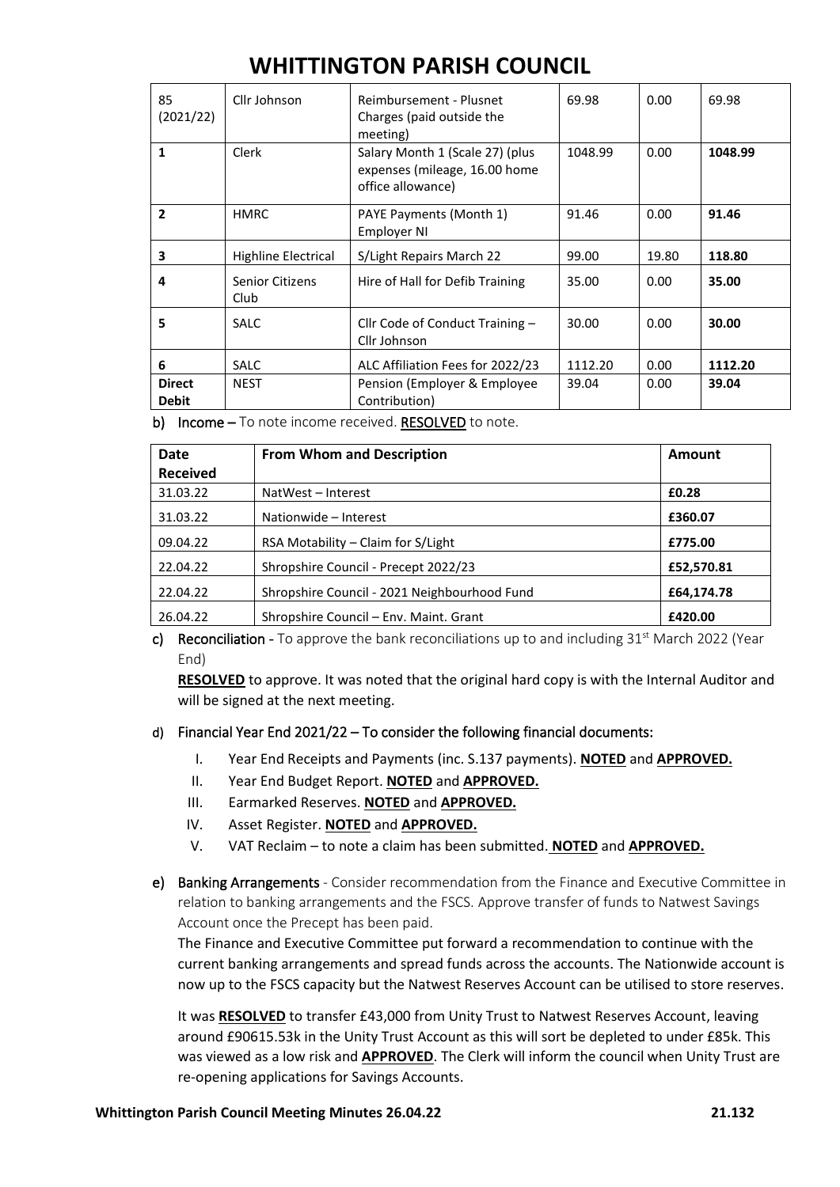| 85 (2021/22) | Cllr Johnson | Reimbursement - Plusnet Charges (paid outside the meeting) | 69.98 | 0.00 | 69.98 |
|---|---|---|---|---|---|
| **1** | Clerk | Salary Month 1 (Scale 27) (plus expenses (mileage, 16.00 home office allowance) | 1048.99 | 0.00 | **1048.99** |
| **2** | HMRC | PAYE Payments (Month 1) Employer NI | 91.46 | 0.00 | **91.46** |
| **3** | Highline Electrical | S/Light Repairs March 22 | 99.00 | 19.80 | **118.80** |
| **4** | Senior Citizens Club | Hire of Hall for Defib Training | 35.00 | 0.00 | **35.00** |
| **5** | SALC | Cllr Code of Conduct Training – Cllr Johnson | 30.00 | 0.00 | **30.00** |
| **6** | SALC | ALC Affiliation Fees for 2022/23 | 1112.20 | 0.00 | **1112.20** |
| **Direct Debit** | NEST | Pension (Employer & Employee Contribution) | 39.04 | 0.00 | 39.04 |

b) **Income** – To note income received. **RESOLVED** to note.

| Date Received | From Whom and Description | Amount |
|---|---|---|
| 31.03.22 | NatWest – Interest | **£0.28** |
| 31.03.22 | Nationwide – Interest | **£360.07** |
| 09.04.22 | RSA Motability – Claim for S/Light | **£775.00** |
| 22.04.22 | Shropshire Council - Precept 2022/23 | **£52,570.81** |
| 22.04.22 | Shropshire Council - 2021 Neighbourhood Fund | **£64,174.78** |
| 26.04.22 | Shropshire Council – Env. Maint. Grant | **£420.00** |

c) **Reconciliation** - To approve the bank reconciliations up to and including 31st March 2022 (Year End)

**RESOLVED** to approve. It was noted that the original hard copy is with the Internal Auditor and will be signed at the next meeting.

d) **Financial Year End 2021/22 – To consider the following financial documents:**

I. Year End Receipts and Payments (inc. S.137 payments). **NOTED** and **APPROVED.**
II. Year End Budget Report. **NOTED** and **APPROVED.**
III. Earmarked Reserves. **NOTED** and **APPROVED.**
IV. Asset Register. **NOTED** and **APPROVED.**
V. VAT Reclaim – to note a claim has been submitted. **NOTED** and **APPROVED.**

e) **Banking Arrangements** - Consider recommendation from the Finance and Executive Committee in relation to banking arrangements and the FSCS. Approve transfer of funds to Natwest Savings Account once the Precept has been paid.

The Finance and Executive Committee put forward a recommendation to continue with the current banking arrangements and spread funds across the accounts. The Nationwide account is now up to the FSCS capacity but the Natwest Reserves Account can be utilised to store reserves.

It was **RESOLVED** to transfer £43,000 from Unity Trust to Natwest Reserves Account, leaving around £90615.53k in the Unity Trust Account as this will sort be depleted to under £85k. This was viewed as a low risk and **APPROVED**. The Clerk will inform the council when Unity Trust are re-opening applications for Savings Accounts.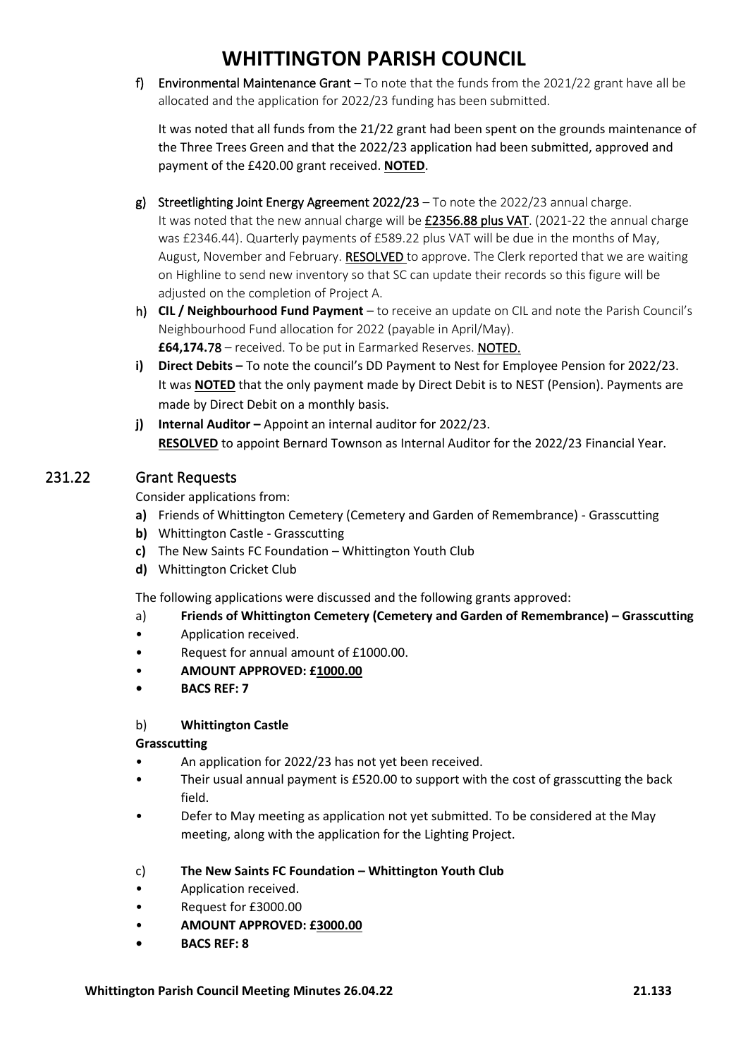# WHITTINGTON PARISH COUNCIL

**f)** Environmental Maintenance Grant – To note that the funds from the 2021/22 grant have all be allocated and the application for 2022/23 funding has been submitted.

It was noted that all funds from the 21/22 grant had been spent on the grounds maintenance of the Three Trees Green and that the 2022/23 application had been submitted, approved and payment of the £420.00 grant received. **NOTED**.

**g)** Streetlighting Joint Energy Agreement 2022/23 – To note the 2022/23 annual charge. It was noted that the new annual charge will be **£2356.88 plus VAT**. (2021-22 the annual charge was £2346.44). Quarterly payments of £589.22 plus VAT will be due in the months of May, August, November and February. RESOLVED to approve. The Clerk reported that we are waiting on Highline to send new inventory so that SC can update their records so this figure will be adjusted on the completion of Project A.

**h)** **CIL / Neighbourhood Fund Payment** – to receive an update on CIL and note the Parish Council's Neighbourhood Fund allocation for 2022 (payable in April/May).
**£64,174.78** – received. To be put in Earmarked Reserves. NOTED.

**i)** **Direct Debits –** To note the council's DD Payment to Nest for Employee Pension for 2022/23. It was **NOTED** that the only payment made by Direct Debit is to NEST (Pension). Payments are made by Direct Debit on a monthly basis.

**j)** **Internal Auditor –** Appoint an internal auditor for 2022/23.
**RESOLVED** to appoint Bernard Townson as Internal Auditor for the 2022/23 Financial Year.

## 231.22 Grant Requests

Consider applications from:

**a)** Friends of Whittington Cemetery (Cemetery and Garden of Remembrance) - Grasscutting
**b)** Whittington Castle - Grasscutting
**c)** The New Saints FC Foundation – Whittington Youth Club
**d)** Whittington Cricket Club

The following applications were discussed and the following grants approved:

a) **Friends of Whittington Cemetery (Cemetery and Garden of Remembrance) – Grasscutting**

- Application received.
- Request for annual amount of £1000.00.
- **AMOUNT APPROVED: £1000.00**
- **BACS REF: 7**

b) **Whittington Castle**

**Grasscutting**

- An application for 2022/23 has not yet been received.
- Their usual annual payment is £520.00 to support with the cost of grasscutting the back field.
- Defer to May meeting as application not yet submitted. To be considered at the May meeting, along with the application for the Lighting Project.

c) **The New Saints FC Foundation – Whittington Youth Club**

- Application received.
- Request for £3000.00
- **AMOUNT APPROVED: £3000.00**
- **BACS REF: 8**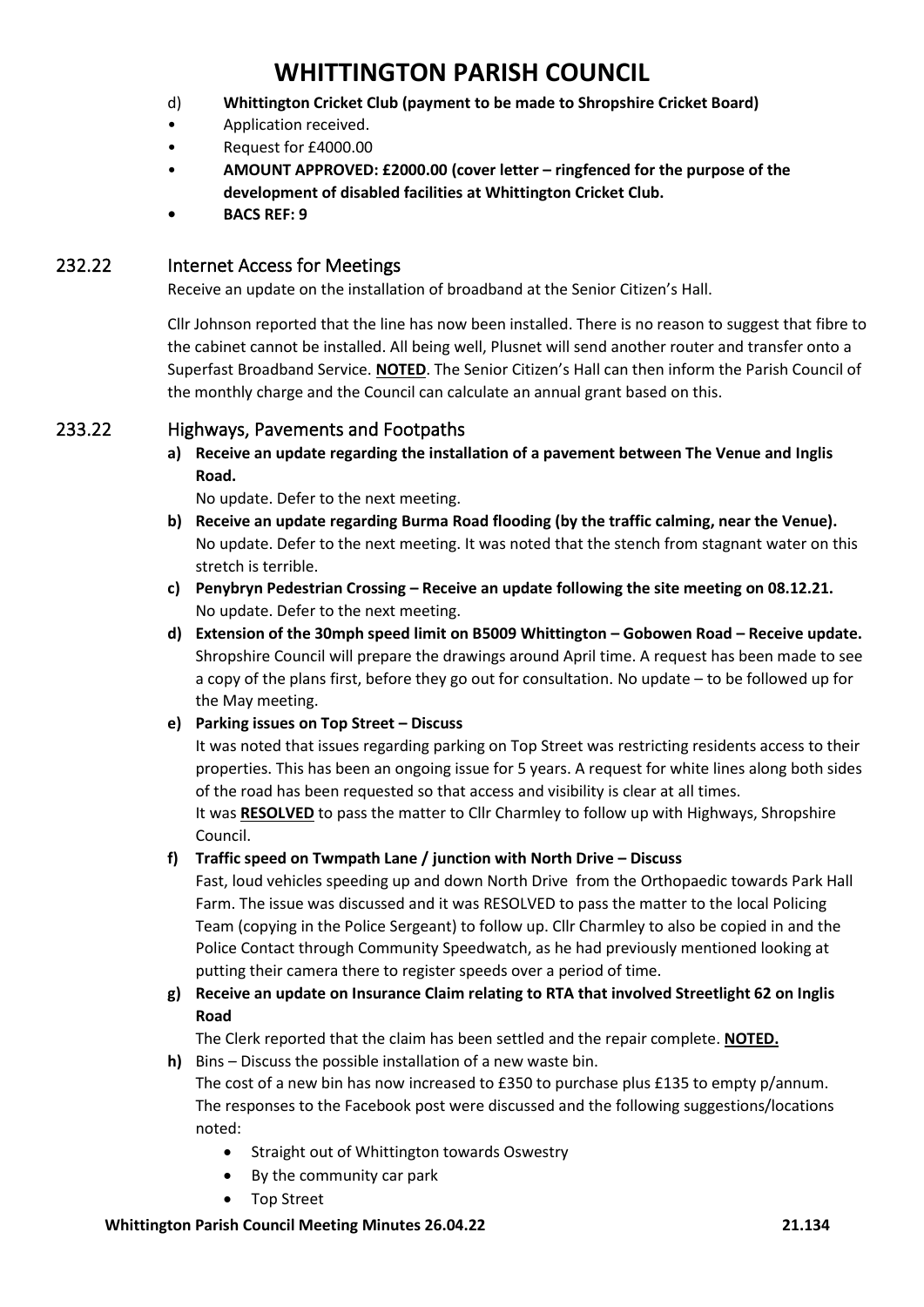d) **Whittington Cricket Club (payment to be made to Shropshire Cricket Board)**

- Application received.
- Request for £4000.00
- **AMOUNT APPROVED: £2000.00 (cover letter – ringfenced for the purpose of the development of disabled facilities at Whittington Cricket Club.**
- **BACS REF: 9**

## 232.22 Internet Access for Meetings

Receive an update on the installation of broadband at the Senior Citizen's Hall.

Cllr Johnson reported that the line has now been installed. There is no reason to suggest that fibre to the cabinet cannot be installed. All being well, Plusnet will send another router and transfer onto a Superfast Broadband Service. **NOTED**. The Senior Citizen's Hall can then inform the Parish Council of the monthly charge and the Council can calculate an annual grant based on this.

## 233.22 Highways, Pavements and Footpaths

**a) Receive an update regarding the installation of a pavement between The Venue and Inglis Road.**

No update. Defer to the next meeting.

**b) Receive an update regarding Burma Road flooding (by the traffic calming, near the Venue).**

No update. Defer to the next meeting. It was noted that the stench from stagnant water on this stretch is terrible.

**c) Penybryn Pedestrian Crossing – Receive an update following the site meeting on 08.12.21.**

No update. Defer to the next meeting.

**d) Extension of the 30mph speed limit on B5009 Whittington – Gobowen Road – Receive update.**

Shropshire Council will prepare the drawings around April time. A request has been made to see a copy of the plans first, before they go out for consultation. No update – to be followed up for the May meeting.

**e) Parking issues on Top Street – Discuss**

It was noted that issues regarding parking on Top Street was restricting residents access to their properties. This has been an ongoing issue for 5 years. A request for white lines along both sides of the road has been requested so that access and visibility is clear at all times.

It was **RESOLVED** to pass the matter to Cllr Charmley to follow up with Highways, Shropshire Council.

**f) Traffic speed on Twmpath Lane / junction with North Drive – Discuss**

Fast, loud vehicles speeding up and down North Drive from the Orthopaedic towards Park Hall Farm. The issue was discussed and it was RESOLVED to pass the matter to the local Policing Team (copying in the Police Sergeant) to follow up. Cllr Charmley to also be copied in and the Police Contact through Community Speedwatch, as he had previously mentioned looking at putting their camera there to register speeds over a period of time.

**g) Receive an update on Insurance Claim relating to RTA that involved Streetlight 62 on Inglis Road**

The Clerk reported that the claim has been settled and the repair complete. **NOTED.**

**h)** Bins – Discuss the possible installation of a new waste bin.

The cost of a new bin has now increased to £350 to purchase plus £135 to empty p/annum. The responses to the Facebook post were discussed and the following suggestions/locations noted:

- Straight out of Whittington towards Oswestry
- By the community car park
- Top Street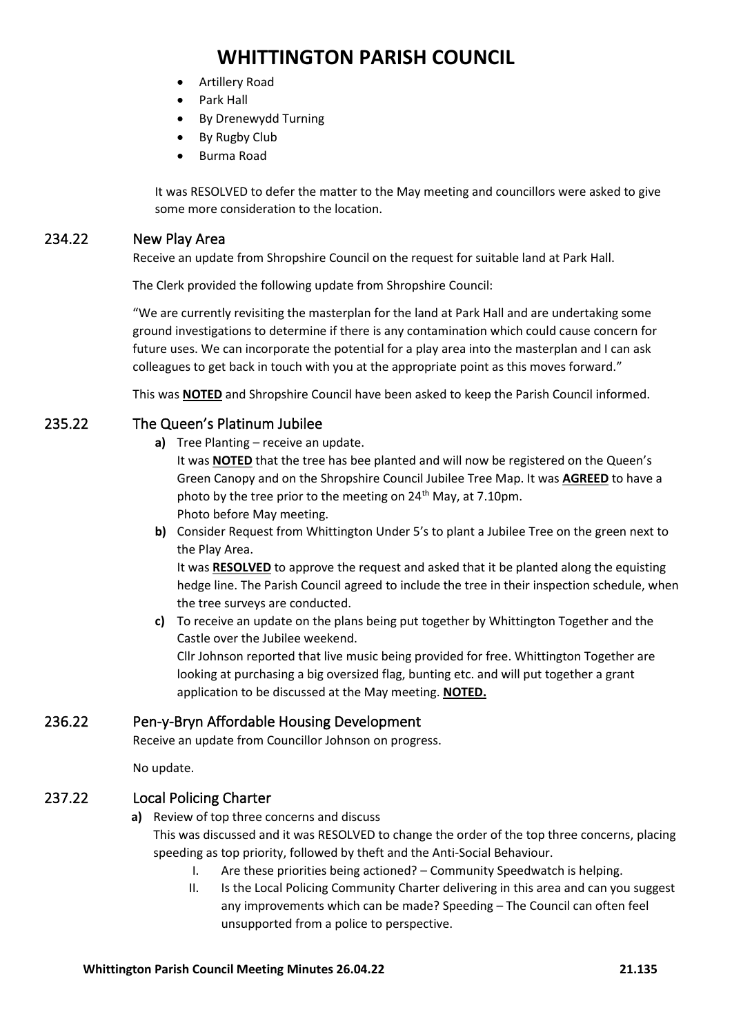- Artillery Road
- Park Hall
- By Drenewydd Turning
- By Rugby Club
- Burma Road

It was RESOLVED to defer the matter to the May meeting and councillors were asked to give some more consideration to the location.

## 234.22 New Play Area

Receive an update from Shropshire Council on the request for suitable land at Park Hall.

The Clerk provided the following update from Shropshire Council:

"We are currently revisiting the masterplan for the land at Park Hall and are undertaking some ground investigations to determine if there is any contamination which could cause concern for future uses. We can incorporate the potential for a play area into the masterplan and I can ask colleagues to get back in touch with you at the appropriate point as this moves forward."

This was **NOTED** and Shropshire Council have been asked to keep the Parish Council informed.

## 235.22 The Queen's Platinum Jubilee

**a)** Tree Planting – receive an update.
It was **NOTED** that the tree has bee planted and will now be registered on the Queen's Green Canopy and on the Shropshire Council Jubilee Tree Map. It was **AGREED** to have a photo by the tree prior to the meeting on 24th May, at 7.10pm.
Photo before May meeting.

**b)** Consider Request from Whittington Under 5's to plant a Jubilee Tree on the green next to the Play Area.
It was **RESOLVED** to approve the request and asked that it be planted along the equisting hedge line. The Parish Council agreed to include the tree in their inspection schedule, when the tree surveys are conducted.

**c)** To receive an update on the plans being put together by Whittington Together and the Castle over the Jubilee weekend.
Cllr Johnson reported that live music being provided for free. Whittington Together are looking at purchasing a big oversized flag, bunting etc. and will put together a grant application to be discussed at the May meeting. **NOTED.**

## 236.22 Pen-y-Bryn Affordable Housing Development

Receive an update from Councillor Johnson on progress.

No update.

## 237.22 Local Policing Charter

**a)** Review of top three concerns and discuss
This was discussed and it was RESOLVED to change the order of the top three concerns, placing speeding as top priority, followed by theft and the Anti-Social Behaviour.

I. Are these priorities being actioned? – Community Speedwatch is helping.

II. Is the Local Policing Community Charter delivering in this area and can you suggest any improvements which can be made? Speeding – The Council can often feel unsupported from a police to perspective.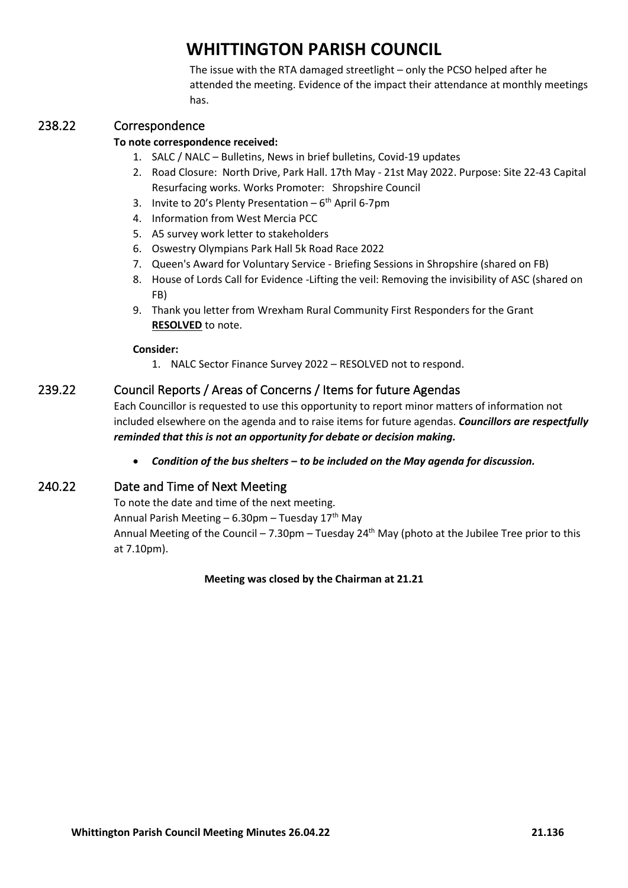# WHITTINGTON PARISH COUNCIL

The issue with the RTA damaged streetlight – only the PCSO helped after he attended the meeting. Evidence of the impact their attendance at monthly meetings has.

## 238.22 Correspondence

**To note correspondence received:**

1. SALC / NALC – Bulletins, News in brief bulletins, Covid-19 updates
2. Road Closure: North Drive, Park Hall. 17th May - 21st May 2022. Purpose: Site 22-43 Capital Resurfacing works. Works Promoter: Shropshire Council
3. Invite to 20's Plenty Presentation – 6th April 6-7pm
4. Information from West Mercia PCC
5. A5 survey work letter to stakeholders
6. Oswestry Olympians Park Hall 5k Road Race 2022
7. Queen's Award for Voluntary Service - Briefing Sessions in Shropshire (shared on FB)
8. House of Lords Call for Evidence -Lifting the veil: Removing the invisibility of ASC (shared on FB)
9. Thank you letter from Wrexham Rural Community First Responders for the Grant **RESOLVED** to note.

**Consider:**

1. NALC Sector Finance Survey 2022 – RESOLVED not to respond.

## 239.22 Council Reports / Areas of Concerns / Items for future Agendas

Each Councillor is requested to use this opportunity to report minor matters of information not included elsewhere on the agenda and to raise items for future agendas. ***Councillors are respectfully reminded that this is not an opportunity for debate or decision making.***

- ***Condition of the bus shelters – to be included on the May agenda for discussion.***

## 240.22 Date and Time of Next Meeting

To note the date and time of the next meeting.
Annual Parish Meeting – 6.30pm – Tuesday 17th May
Annual Meeting of the Council – 7.30pm – Tuesday 24th May (photo at the Jubilee Tree prior to this at 7.10pm).

**Meeting was closed by the Chairman at 21.21**